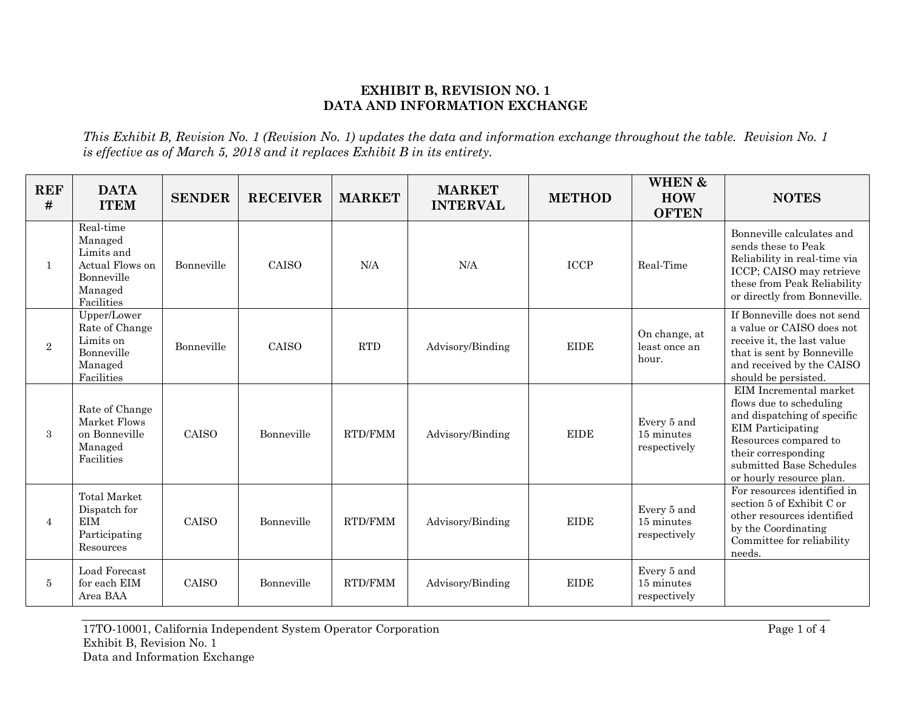## EXHIBIT B, REVISION NO. 1
## DATA AND INFORMATION EXCHANGE

*This Exhibit B, Revision No. 1 (Revision No. 1) updates the data and information exchange throughout the table. Revision No. 1 is effective as of March 5, 2018 and it replaces Exhibit B in its entirety.*

| REF # | DATA ITEM | SENDER | RECEIVER | MARKET | MARKET INTERVAL | METHOD | WHEN & HOW OFTEN | NOTES |
|---|---|---|---|---|---|---|---|---|
| 1 | Real-time Managed Limits and Actual Flows on Bonneville Managed Facilities | Bonneville | CAISO | N/A | N/A | ICCP | Real-Time | Bonneville calculates and sends these to Peak Reliability in real-time via ICCP; CAISO may retrieve these from Peak Reliability or directly from Bonneville. |
| 2 | Upper/Lower Rate of Change Limits on Bonneville Managed Facilities | Bonneville | CAISO | RTD | Advisory/Binding | EIDE | On change, at least once an hour. | If Bonneville does not send a value or CAISO does not receive it, the last value that is sent by Bonneville and received by the CAISO should be persisted. |
| 3 | Rate of Change Market Flows on Bonneville Managed Facilities | CAISO | Bonneville | RTD/FMM | Advisory/Binding | EIDE | Every 5 and 15 minutes respectively | EIM Incremental market flows due to scheduling and dispatching of specific EIM Participating Resources compared to their corresponding submitted Base Schedules or hourly resource plan. |
| 4 | Total Market Dispatch for EIM Participating Resources | CAISO | Bonneville | RTD/FMM | Advisory/Binding | EIDE | Every 5 and 15 minutes respectively | For resources identified in section 5 of Exhibit C or other resources identified by the Coordinating Committee for reliability needs. |
| 5 | Load Forecast for each EIM Area BAA | CAISO | Bonneville | RTD/FMM | Advisory/Binding | EIDE | Every 5 and 15 minutes respectively | |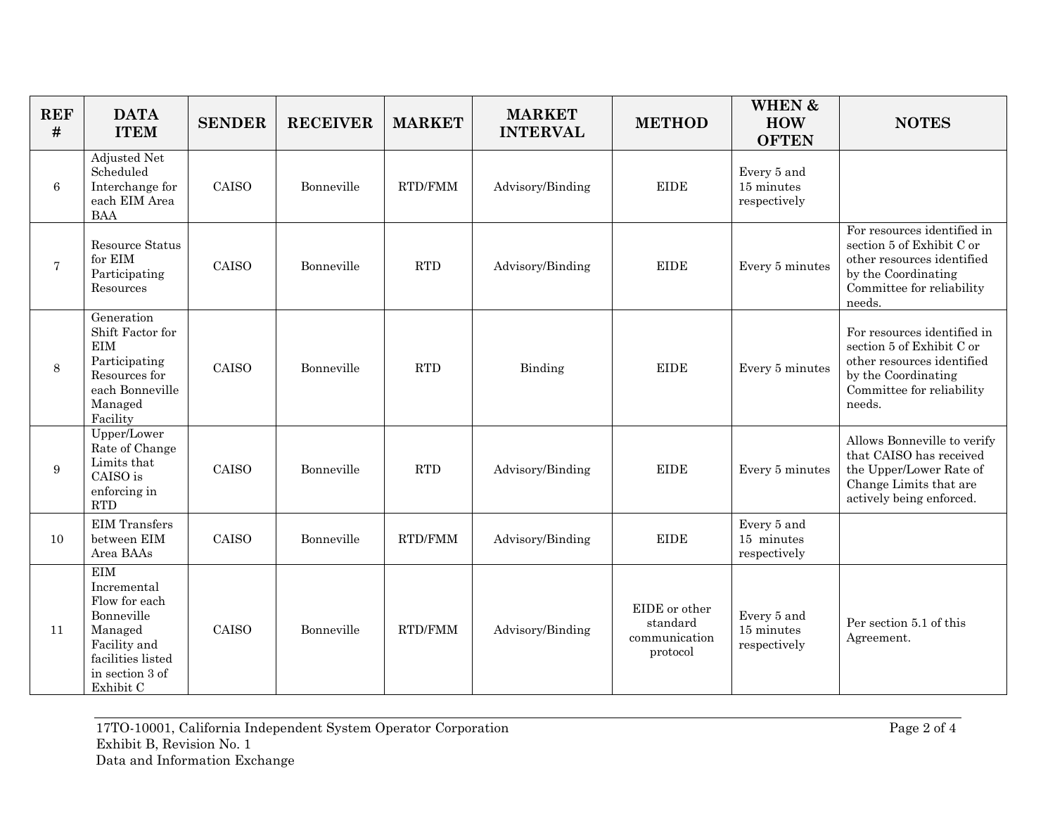| REF # | DATA ITEM | SENDER | RECEIVER | MARKET | MARKET INTERVAL | METHOD | WHEN & HOW OFTEN | NOTES |
|---|---|---|---|---|---|---|---|---|
| 6 | Adjusted Net Scheduled Interchange for each EIM Area BAA | CAISO | Bonneville | RTD/FMM | Advisory/Binding | EIDE | Every 5 and 15 minutes respectively | |
| 7 | Resource Status for EIM Participating Resources | CAISO | Bonneville | RTD | Advisory/Binding | EIDE | Every 5 minutes | For resources identified in section 5 of Exhibit C or other resources identified by the Coordinating Committee for reliability needs. |
| 8 | Generation Shift Factor for EIM Participating Resources for each Bonneville Managed Facility | CAISO | Bonneville | RTD | Binding | EIDE | Every 5 minutes | For resources identified in section 5 of Exhibit C or other resources identified by the Coordinating Committee for reliability needs. |
| 9 | Upper/Lower Rate of Change Limits that CAISO is enforcing in RTD | CAISO | Bonneville | RTD | Advisory/Binding | EIDE | Every 5 minutes | Allows Bonneville to verify that CAISO has received the Upper/Lower Rate of Change Limits that are actively being enforced. |
| 10 | EIM Transfers between EIM Area BAAs | CAISO | Bonneville | RTD/FMM | Advisory/Binding | EIDE | Every 5 and 15 minutes respectively | |
| 11 | EIM Incremental Flow for each Bonneville Managed Facility and facilities listed in section 3 of Exhibit C | CAISO | Bonneville | RTD/FMM | Advisory/Binding | EIDE or other standard communication protocol | Every 5 and 15 minutes respectively | Per section 5.1 of this Agreement. |

17TO-10001, California Independent System Operator Corporation
Exhibit B, Revision No. 1
Data and Information Exchange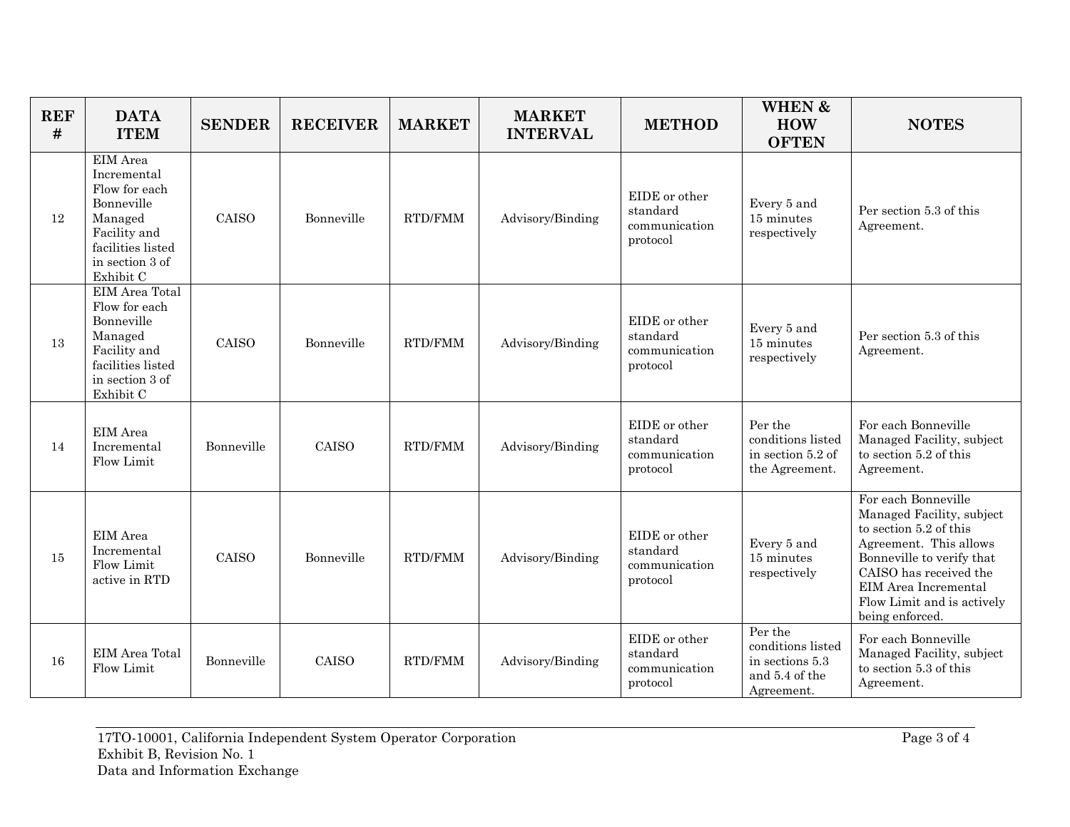| REF # | DATA ITEM | SENDER | RECEIVER | MARKET | MARKET INTERVAL | METHOD | WHEN & HOW OFTEN | NOTES |
|---|---|---|---|---|---|---|---|---|
| 12 | EIM Area Incremental Flow for each Bonneville Managed Facility and facilities listed in section 3 of Exhibit C | CAISO | Bonneville | RTD/FMM | Advisory/Binding | EIDE or other standard communication protocol | Every 5 and 15 minutes respectively | Per section 5.3 of this Agreement. |
| 13 | EIM Area Total Flow for each Bonneville Managed Facility and facilities listed in section 3 of Exhibit C | CAISO | Bonneville | RTD/FMM | Advisory/Binding | EIDE or other standard communication protocol | Every 5 and 15 minutes respectively | Per section 5.3 of this Agreement. |
| 14 | EIM Area Incremental Flow Limit | Bonneville | CAISO | RTD/FMM | Advisory/Binding | EIDE or other standard communication protocol | Per the conditions listed in section 5.2 of the Agreement. | For each Bonneville Managed Facility, subject to section 5.2 of this Agreement. |
| 15 | EIM Area Incremental Flow Limit active in RTD | CAISO | Bonneville | RTD/FMM | Advisory/Binding | EIDE or other standard communication protocol | Every 5 and 15 minutes respectively | For each Bonneville Managed Facility, subject to section 5.2 of this Agreement. This allows Bonneville to verify that CAISO has received the EIM Area Incremental Flow Limit and is actively being enforced. |
| 16 | EIM Area Total Flow Limit | Bonneville | CAISO | RTD/FMM | Advisory/Binding | EIDE or other standard communication protocol | Per the conditions listed in sections 5.3 and 5.4 of the Agreement. | For each Bonneville Managed Facility, subject to section 5.3 of this Agreement. |

17TO-10001, California Independent System Operator Corporation
Exhibit B, Revision No. 1
Data and Information Exchange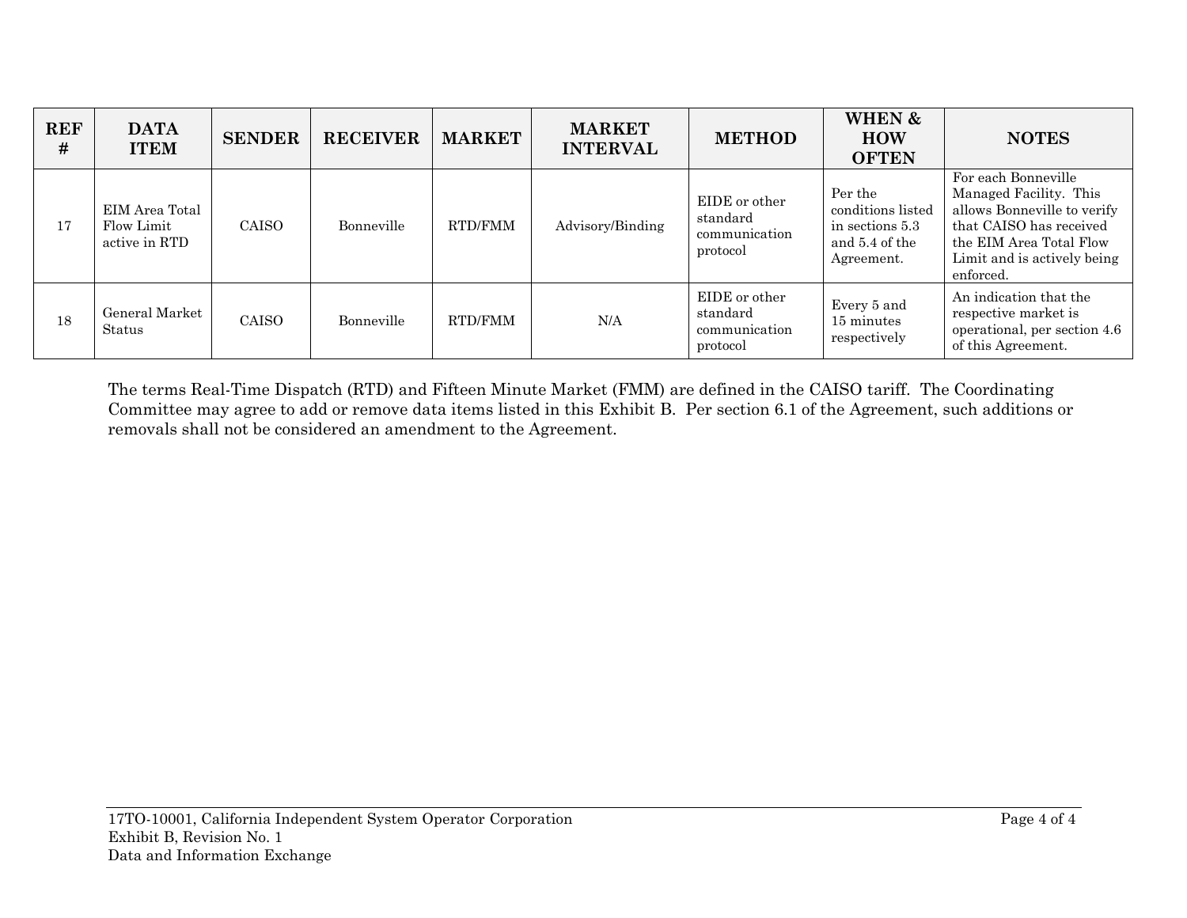| REF # | DATA ITEM | SENDER | RECEIVER | MARKET | MARKET INTERVAL | METHOD | WHEN & HOW OFTEN | NOTES |
|---|---|---|---|---|---|---|---|---|
| 17 | EIM Area Total Flow Limit active in RTD | CAISO | Bonneville | RTD/FMM | Advisory/Binding | EIDE or other standard communication protocol | Per the conditions listed in sections 5.3 and 5.4 of the Agreement. | For each Bonneville Managed Facility. This allows Bonneville to verify that CAISO has received the EIM Area Total Flow Limit and is actively being enforced. |
| 18 | General Market Status | CAISO | Bonneville | RTD/FMM | N/A | EIDE or other standard communication protocol | Every 5 and 15 minutes respectively | An indication that the respective market is operational, per section 4.6 of this Agreement. |

The terms Real-Time Dispatch (RTD) and Fifteen Minute Market (FMM) are defined in the CAISO tariff. The Coordinating Committee may agree to add or remove data items listed in this Exhibit B. Per section 6.1 of the Agreement, such additions or removals shall not be considered an amendment to the Agreement.